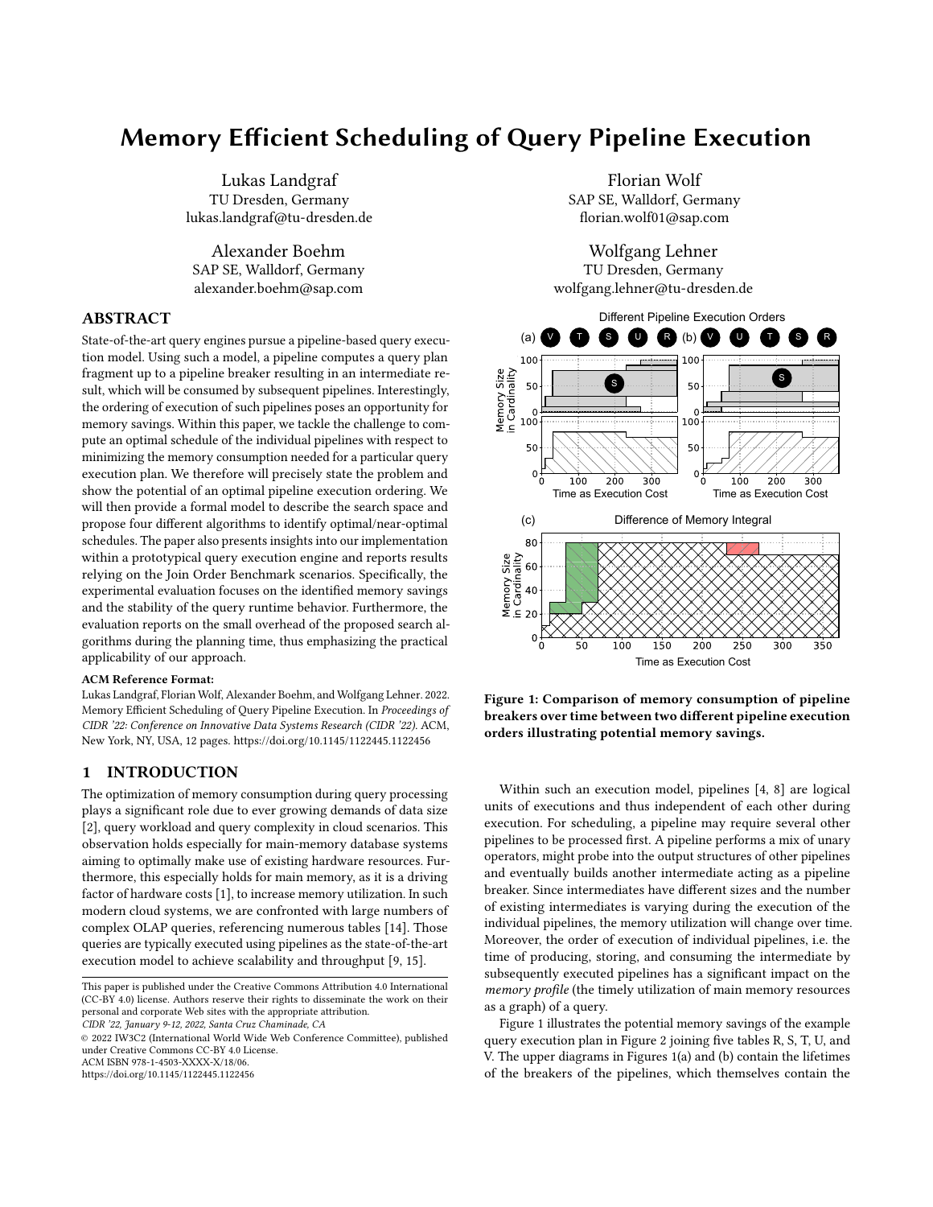# Memory Efficient Scheduling of Query Pipeline Execution

Lukas Landgraf
TU Dresden, Germany
lukas.landgraf@tu-dresden.de

Florian Wolf
SAP SE, Walldorf, Germany
florian.wolf01@sap.com

Alexander Boehm
SAP SE, Walldorf, Germany
alexander.boehm@sap.com

Wolfgang Lehner
TU Dresden, Germany
wolfgang.lehner@tu-dresden.de

## ABSTRACT

State-of-the-art query engines pursue a pipeline-based query execution model. Using such a model, a pipeline computes a query plan fragment up to a pipeline breaker resulting in an intermediate result, which will be consumed by subsequent pipelines. Interestingly, the ordering of execution of such pipelines poses an opportunity for memory savings. Within this paper, we tackle the challenge to compute an optimal schedule of the individual pipelines with respect to minimizing the memory consumption needed for a particular query execution plan. We therefore will precisely state the problem and show the potential of an optimal pipeline execution ordering. We will then provide a formal model to describe the search space and propose four different algorithms to identify optimal/near-optimal schedules. The paper also presents insights into our implementation within a prototypical query execution engine and reports results relying on the Join Order Benchmark scenarios. Specifically, the experimental evaluation focuses on the identified memory savings and the stability of the query runtime behavior. Furthermore, the evaluation reports on the small overhead of the proposed search algorithms during the planning time, thus emphasizing the practical applicability of our approach.

**ACM Reference Format:**
Lukas Landgraf, Florian Wolf, Alexander Boehm, and Wolfgang Lehner. 2022. Memory Efficient Scheduling of Query Pipeline Execution. In *Proceedings of CIDR '22: Conference on Innovative Data Systems Research (CIDR '22).* ACM, New York, NY, USA, 12 pages. https://doi.org/10.1145/1122445.1122456

**Figure 1: Comparison of memory consumption of pipeline breakers over time between two different pipeline execution orders illustrating potential memory savings.**

## 1 INTRODUCTION

The optimization of memory consumption during query processing plays a significant role due to ever growing demands of data size [2], query workload and query complexity in cloud scenarios. This observation holds especially for main-memory database systems aiming to optimally make use of existing hardware resources. Furthermore, this especially holds for main memory, as it is a driving factor of hardware costs [1], to increase memory utilization. In such modern cloud systems, we are confronted with large numbers of complex OLAP queries, referencing numerous tables [14]. Those queries are typically executed using pipelines as the state-of-the-art execution model to achieve scalability and throughput [9, 15].

Within such an execution model, pipelines [4, 8] are logical units of executions and thus independent of each other during execution. For scheduling, a pipeline may require several other pipelines to be processed first. A pipeline performs a mix of unary operators, might probe into the output structures of other pipelines and eventually builds another intermediate acting as a pipeline breaker. Since intermediates have different sizes and the number of existing intermediates is varying during the execution of the individual pipelines, the memory utilization will change over time. Moreover, the order of execution of individual pipelines, i.e. the time of producing, storing, and consuming the intermediate by subsequently executed pipelines has a significant impact on the *memory profile* (the timely utilization of main memory resources as a graph) of a query.

Figure 1 illustrates the potential memory savings of the example query execution plan in Figure 2 joining five tables R, S, T, U, and V. The upper diagrams in Figures 1(a) and (b) contain the lifetimes of the breakers of the pipelines, which themselves contain the

This paper is published under the Creative Commons Attribution 4.0 International (CC-BY 4.0) license. Authors reserve their rights to disseminate the work on their personal and corporate Web sites with the appropriate attribution.
*CIDR '22, January 9-12, 2022, Santa Cruz Chaminade, CA*
© 2022 IW3C2 (International World Wide Web Conference Committee), published under Creative Commons CC-BY 4.0 License.
ACM ISBN 978-1-4503-XXXX-X/18/06.
https://doi.org/10.1145/1122445.1122456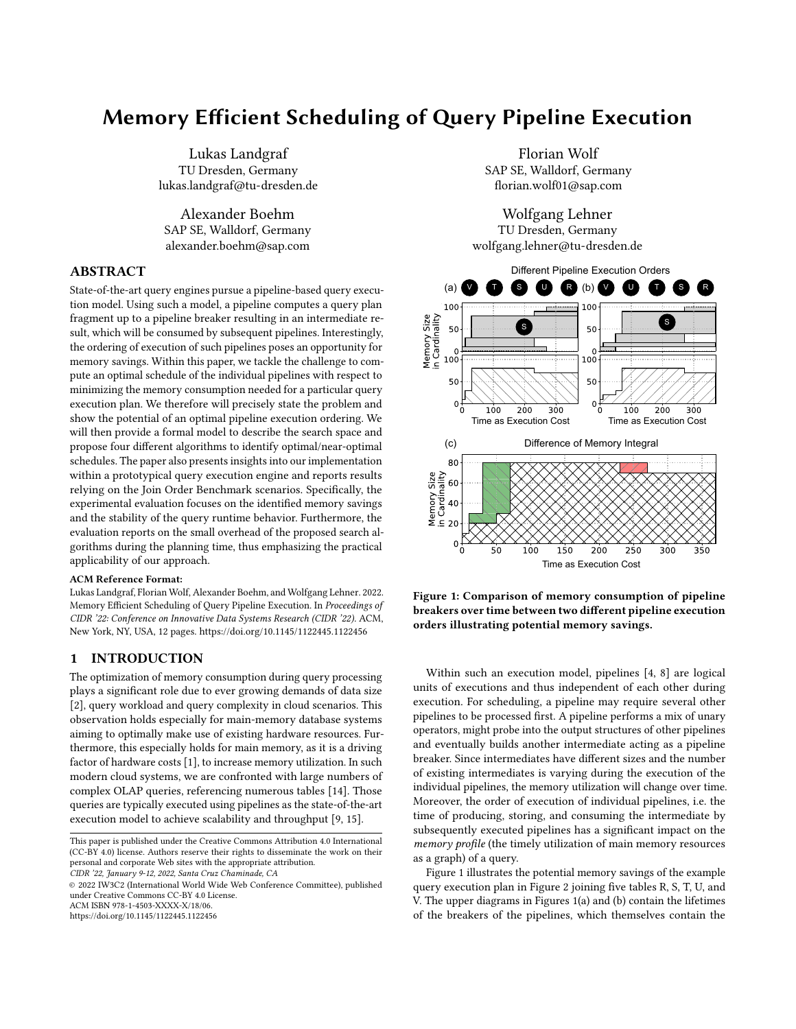# Memory Efficient Scheduling of Query Pipeline Execution

Lukas Landgraf
TU Dresden, Germany
lukas.landgraf@tu-dresden.de

Florian Wolf
SAP SE, Walldorf, Germany
florian.wolf01@sap.com

Alexander Boehm
SAP SE, Walldorf, Germany
alexander.boehm@sap.com

Wolfgang Lehner
TU Dresden, Germany
wolfgang.lehner@tu-dresden.de

## ABSTRACT

State-of-the-art query engines pursue a pipeline-based query execution model. Using such a model, a pipeline computes a query plan fragment up to a pipeline breaker resulting in an intermediate result, which will be consumed by subsequent pipelines. Interestingly, the ordering of execution of such pipelines poses an opportunity for memory savings. Within this paper, we tackle the challenge to compute an optimal schedule of the individual pipelines with respect to minimizing the memory consumption needed for a particular query execution plan. We therefore will precisely state the problem and show the potential of an optimal pipeline execution ordering. We will then provide a formal model to describe the search space and propose four different algorithms to identify optimal/near-optimal schedules. The paper also presents insights into our implementation within a prototypical query execution engine and reports results relying on the Join Order Benchmark scenarios. Specifically, the experimental evaluation focuses on the identified memory savings and the stability of the query runtime behavior. Furthermore, the evaluation reports on the small overhead of the proposed search algorithms during the planning time, thus emphasizing the practical applicability of our approach.

**ACM Reference Format:**
Lukas Landgraf, Florian Wolf, Alexander Boehm, and Wolfgang Lehner. 2022. Memory Efficient Scheduling of Query Pipeline Execution. In *Proceedings of CIDR '22: Conference on Innovative Data Systems Research (CIDR '22).* ACM, New York, NY, USA, 12 pages. https://doi.org/10.1145/1122445.1122456

## 1 INTRODUCTION

The optimization of memory consumption during query processing plays a significant role due to ever growing demands of data size [2], query workload and query complexity in cloud scenarios. This observation holds especially for main-memory database systems aiming to optimally make use of existing hardware resources. Furthermore, this especially holds for main memory, as it is a driving factor of hardware costs [1], to increase memory utilization. In such modern cloud systems, we are confronted with large numbers of complex OLAP queries, referencing numerous tables [14]. Those queries are typically executed using pipelines as the state-of-the-art execution model to achieve scalability and throughput [9, 15].

This paper is published under the Creative Commons Attribution 4.0 International (CC-BY 4.0) license. Authors reserve their rights to disseminate the work on their personal and corporate Web sites with the appropriate attribution.
*CIDR '22, January 9-12, 2022, Santa Cruz Chaminade, CA*
© 2022 IW3C2 (International World Wide Web Conference Committee), published under Creative Commons CC-BY 4.0 License.
ACM ISBN 978-1-4503-XXXX-X/18/06.
https://doi.org/10.1145/1122445.1122456

**Figure 1: Comparison of memory consumption of pipeline breakers over time between two different pipeline execution orders illustrating potential memory savings.**

Within such an execution model, pipelines [4, 8] are logical units of executions and thus independent of each other during execution. For scheduling, a pipeline may require several other pipelines to be processed first. A pipeline performs a mix of unary operators, might probe into the output structures of other pipelines and eventually builds another intermediate acting as a pipeline breaker. Since intermediates have different sizes and the number of existing intermediates is varying during the execution of the individual pipelines, the memory utilization will change over time. Moreover, the order of execution of individual pipelines, i.e. the time of producing, storing, and consuming the intermediate by subsequently executed pipelines has a significant impact on the *memory profile* (the timely utilization of main memory resources as a graph) of a query.

Figure 1 illustrates the potential memory savings of the example query execution plan in Figure 2 joining five tables R, S, T, U, and V. The upper diagrams in Figures 1(a) and (b) contain the lifetimes of the breakers of the pipelines, which themselves contain the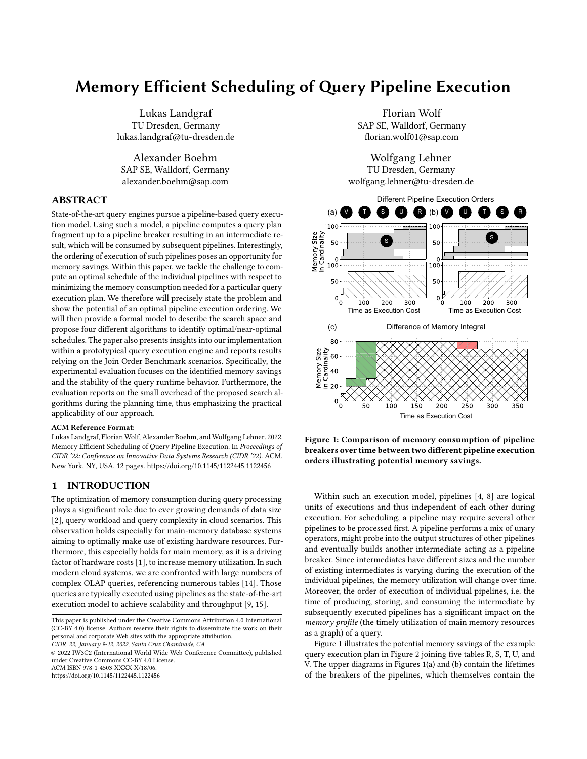# Memory Efficient Scheduling of Query Pipeline Execution

Lukas Landgraf
TU Dresden, Germany
lukas.landgraf@tu-dresden.de

Florian Wolf
SAP SE, Walldorf, Germany
florian.wolf01@sap.com

Alexander Boehm
SAP SE, Walldorf, Germany
alexander.boehm@sap.com

Wolfgang Lehner
TU Dresden, Germany
wolfgang.lehner@tu-dresden.de

## ABSTRACT

State-of-the-art query engines pursue a pipeline-based query execution model. Using such a model, a pipeline computes a query plan fragment up to a pipeline breaker resulting in an intermediate result, which will be consumed by subsequent pipelines. Interestingly, the ordering of execution of such pipelines poses an opportunity for memory savings. Within this paper, we tackle the challenge to compute an optimal schedule of the individual pipelines with respect to minimizing the memory consumption needed for a particular query execution plan. We therefore will precisely state the problem and show the potential of an optimal pipeline execution ordering. We will then provide a formal model to describe the search space and propose four different algorithms to identify optimal/near-optimal schedules. The paper also presents insights into our implementation within a prototypical query execution engine and reports results relying on the Join Order Benchmark scenarios. Specifically, the experimental evaluation focuses on the identified memory savings and the stability of the query runtime behavior. Furthermore, the evaluation reports on the small overhead of the proposed search algorithms during the planning time, thus emphasizing the practical applicability of our approach.

**ACM Reference Format:**
Lukas Landgraf, Florian Wolf, Alexander Boehm, and Wolfgang Lehner. 2022. Memory Efficient Scheduling of Query Pipeline Execution. In *Proceedings of CIDR '22: Conference on Innovative Data Systems Research (CIDR '22).* ACM, New York, NY, USA, 12 pages. https://doi.org/10.1145/1122445.1122456

## 1 INTRODUCTION

The optimization of memory consumption during query processing plays a significant role due to ever growing demands of data size [2], query workload and query complexity in cloud scenarios. This observation holds especially for main-memory database systems aiming to optimally make use of existing hardware resources. Furthermore, this especially holds for main memory, as it is a driving factor of hardware costs [1], to increase memory utilization. In such modern cloud systems, we are confronted with large numbers of complex OLAP queries, referencing numerous tables [14]. Those queries are typically executed using pipelines as the state-of-the-art execution model to achieve scalability and throughput [9, 15].

This paper is published under the Creative Commons Attribution 4.0 International (CC-BY 4.0) license. Authors reserve their rights to disseminate the work on their personal and corporate Web sites with the appropriate attribution.
*CIDR '22, January 9-12, 2022, Santa Cruz Chaminade, CA*
© 2022 IW3C2 (International World Wide Web Conference Committee), published under Creative Commons CC-BY 4.0 License.
ACM ISBN 978-1-4503-XXXX-X/18/06.
https://doi.org/10.1145/1122445.1122456

**Figure 1: Comparison of memory consumption of pipeline breakers over time between two different pipeline execution orders illustrating potential memory savings.**

Within such an execution model, pipelines [4, 8] are logical units of executions and thus independent of each other during execution. For scheduling, a pipeline may require several other pipelines to be processed first. A pipeline performs a mix of unary operators, might probe into the output structures of other pipelines and eventually builds another intermediate acting as a pipeline breaker. Since intermediates have different sizes and the number of existing intermediates is varying during the execution of the individual pipelines, the memory utilization will change over time. Moreover, the order of execution of individual pipelines, i.e. the time of producing, storing, and consuming the intermediate by subsequently executed pipelines has a significant impact on the *memory profile* (the timely utilization of main memory resources as a graph) of a query.

Figure 1 illustrates the potential memory savings of the example query execution plan in Figure 2 joining five tables R, S, T, U, and V. The upper diagrams in Figures 1(a) and (b) contain the lifetimes of the breakers of the pipelines, which themselves contain the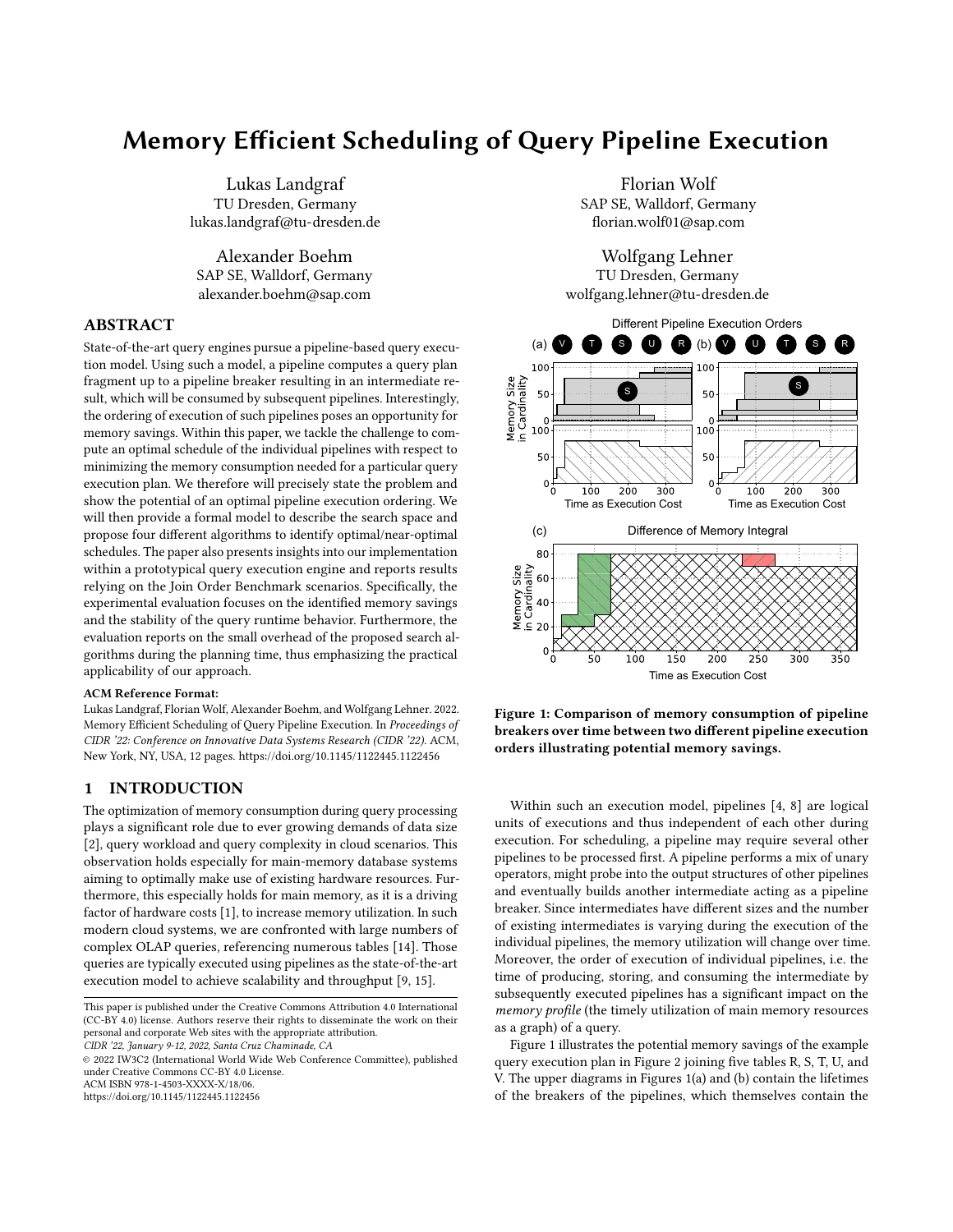# Memory Efficient Scheduling of Query Pipeline Execution

Lukas Landgraf
TU Dresden, Germany
lukas.landgraf@tu-dresden.de

Florian Wolf
SAP SE, Walldorf, Germany
florian.wolf01@sap.com

Alexander Boehm
SAP SE, Walldorf, Germany
alexander.boehm@sap.com

Wolfgang Lehner
TU Dresden, Germany
wolfgang.lehner@tu-dresden.de

## ABSTRACT

State-of-the-art query engines pursue a pipeline-based query execution model. Using such a model, a pipeline computes a query plan fragment up to a pipeline breaker resulting in an intermediate result, which will be consumed by subsequent pipelines. Interestingly, the ordering of execution of such pipelines poses an opportunity for memory savings. Within this paper, we tackle the challenge to compute an optimal schedule of the individual pipelines with respect to minimizing the memory consumption needed for a particular query execution plan. We therefore will precisely state the problem and show the potential of an optimal pipeline execution ordering. We will then provide a formal model to describe the search space and propose four different algorithms to identify optimal/near-optimal schedules. The paper also presents insights into our implementation within a prototypical query execution engine and reports results relying on the Join Order Benchmark scenarios. Specifically, the experimental evaluation focuses on the identified memory savings and the stability of the query runtime behavior. Furthermore, the evaluation reports on the small overhead of the proposed search algorithms during the planning time, thus emphasizing the practical applicability of our approach.

**ACM Reference Format:**
Lukas Landgraf, Florian Wolf, Alexander Boehm, and Wolfgang Lehner. 2022. Memory Efficient Scheduling of Query Pipeline Execution. In *Proceedings of CIDR '22: Conference on Innovative Data Systems Research (CIDR '22)*. ACM, New York, NY, USA, 12 pages. https://doi.org/10.1145/1122445.1122456

## 1 INTRODUCTION

The optimization of memory consumption during query processing plays a significant role due to ever growing demands of data size [2], query workload and query complexity in cloud scenarios. This observation holds especially for main-memory database systems aiming to optimally make use of existing hardware resources. Furthermore, this especially holds for main memory, as it is a driving factor of hardware costs [1], to increase memory utilization. In such modern cloud systems, we are confronted with large numbers of complex OLAP queries, referencing numerous tables [14]. Those queries are typically executed using pipelines as the state-of-the-art execution model to achieve scalability and throughput [9, 15].

This paper is published under the Creative Commons Attribution 4.0 International (CC-BY 4.0) license. Authors reserve their rights to disseminate the work on their personal and corporate Web sites with the appropriate attribution.
*CIDR '22, January 9-12, 2022, Santa Cruz Chaminade, CA*
© 2022 IW3C2 (International World Wide Web Conference Committee), published under Creative Commons CC-BY 4.0 License.
ACM ISBN 978-1-4503-XXXX-X/18/06.
https://doi.org/10.1145/1122445.1122456

**Figure 1: Comparison of memory consumption of pipeline breakers over time between two different pipeline execution orders illustrating potential memory savings.**

Within such an execution model, pipelines [4, 8] are logical units of executions and thus independent of each other during execution. For scheduling, a pipeline may require several other pipelines to be processed first. A pipeline performs a mix of unary operators, might probe into the output structures of other pipelines and eventually builds another intermediate acting as a pipeline breaker. Since intermediates have different sizes and the number of existing intermediates is varying during the execution of the individual pipelines, the memory utilization will change over time. Moreover, the order of execution of individual pipelines, i.e. the time of producing, storing, and consuming the intermediate by subsequently executed pipelines has a significant impact on the *memory profile* (the timely utilization of main memory resources as a graph) of a query.

Figure 1 illustrates the potential memory savings of the example query execution plan in Figure 2 joining five tables R, S, T, U, and V. The upper diagrams in Figures 1(a) and (b) contain the lifetimes of the breakers of the pipelines, which themselves contain the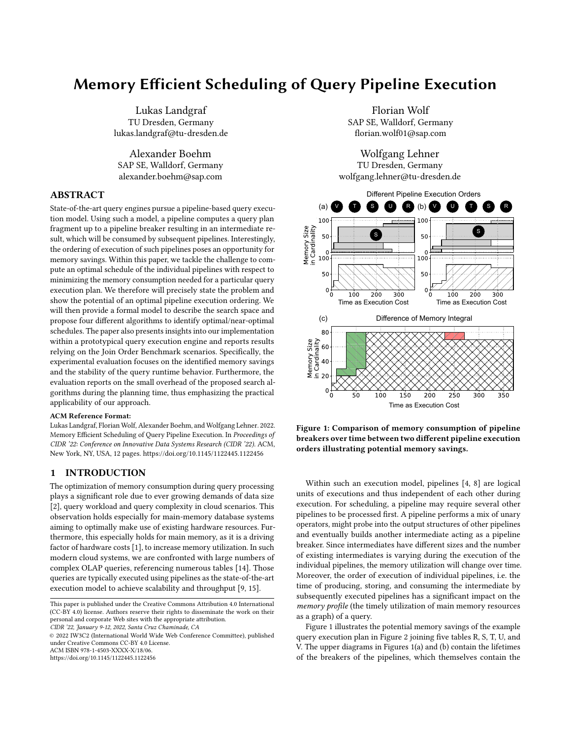# Memory Efficient Scheduling of Query Pipeline Execution

Lukas Landgraf
TU Dresden, Germany
lukas.landgraf@tu-dresden.de

Florian Wolf
SAP SE, Walldorf, Germany
florian.wolf01@sap.com

Alexander Boehm
SAP SE, Walldorf, Germany
alexander.boehm@sap.com

Wolfgang Lehner
TU Dresden, Germany
wolfgang.lehner@tu-dresden.de

## ABSTRACT

State-of-the-art query engines pursue a pipeline-based query execution model. Using such a model, a pipeline computes a query plan fragment up to a pipeline breaker resulting in an intermediate result, which will be consumed by subsequent pipelines. Interestingly, the ordering of execution of such pipelines poses an opportunity for memory savings. Within this paper, we tackle the challenge to compute an optimal schedule of the individual pipelines with respect to minimizing the memory consumption needed for a particular query execution plan. We therefore will precisely state the problem and show the potential of an optimal pipeline execution ordering. We will then provide a formal model to describe the search space and propose four different algorithms to identify optimal/near-optimal schedules. The paper also presents insights into our implementation within a prototypical query execution engine and reports results relying on the Join Order Benchmark scenarios. Specifically, the experimental evaluation focuses on the identified memory savings and the stability of the query runtime behavior. Furthermore, the evaluation reports on the small overhead of the proposed search algorithms during the planning time, thus emphasizing the practical applicability of our approach.

**ACM Reference Format:**
Lukas Landgraf, Florian Wolf, Alexander Boehm, and Wolfgang Lehner. 2022. Memory Efficient Scheduling of Query Pipeline Execution. In *Proceedings of CIDR '22: Conference on Innovative Data Systems Research (CIDR '22)*. ACM, New York, NY, USA, 12 pages. https://doi.org/10.1145/1122445.1122456

## 1 INTRODUCTION

The optimization of memory consumption during query processing plays a significant role due to ever growing demands of data size [2], query workload and query complexity in cloud scenarios. This observation holds especially for main-memory database systems aiming to optimally make use of existing hardware resources. Furthermore, this especially holds for main memory, as it is a driving factor of hardware costs [1], to increase memory utilization. In such modern cloud systems, we are confronted with large numbers of complex OLAP queries, referencing numerous tables [14]. Those queries are typically executed using pipelines as the state-of-the-art execution model to achieve scalability and throughput [9, 15].

This paper is published under the Creative Commons Attribution 4.0 International (CC-BY 4.0) license. Authors reserve their rights to disseminate the work on their personal and corporate Web sites with the appropriate attribution.
*CIDR '22, January 9-12, 2022, Santa Cruz Chaminade, CA*
© 2022 IW3C2 (International World Wide Web Conference Committee), published under Creative Commons CC-BY 4.0 License.
ACM ISBN 978-1-4503-XXXX-X/18/06.
https://doi.org/10.1145/1122445.1122456

**Figure 1: Comparison of memory consumption of pipeline breakers over time between two different pipeline execution orders illustrating potential memory savings.**

Within such an execution model, pipelines [4, 8] are logical units of executions and thus independent of each other during execution. For scheduling, a pipeline may require several other pipelines to be processed first. A pipeline performs a mix of unary operators, might probe into the output structures of other pipelines and eventually builds another intermediate acting as a pipeline breaker. Since intermediates have different sizes and the number of existing intermediates is varying during the execution of the individual pipelines, the memory utilization will change over time. Moreover, the order of execution of individual pipelines, i.e. the time of producing, storing, and consuming the intermediate by subsequently executed pipelines has a significant impact on the *memory profile* (the timely utilization of main memory resources as a graph) of a query.

Figure 1 illustrates the potential memory savings of the example query execution plan in Figure 2 joining five tables R, S, T, U, and V. The upper diagrams in Figures 1(a) and (b) contain the lifetimes of the breakers of the pipelines, which themselves contain the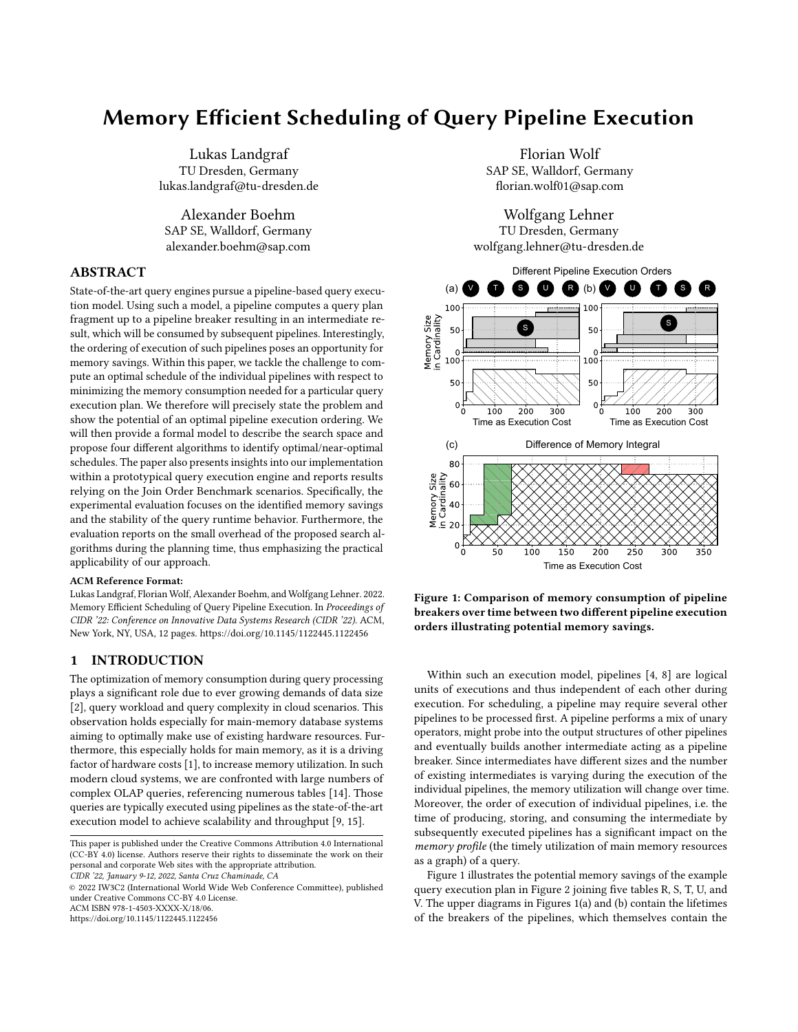# Memory Efficient Scheduling of Query Pipeline Execution

Lukas Landgraf
TU Dresden, Germany
lukas.landgraf@tu-dresden.de

Florian Wolf
SAP SE, Walldorf, Germany
florian.wolf01@sap.com

Alexander Boehm
SAP SE, Walldorf, Germany
alexander.boehm@sap.com

Wolfgang Lehner
TU Dresden, Germany
wolfgang.lehner@tu-dresden.de

## ABSTRACT

State-of-the-art query engines pursue a pipeline-based query execution model. Using such a model, a pipeline computes a query plan fragment up to a pipeline breaker resulting in an intermediate result, which will be consumed by subsequent pipelines. Interestingly, the ordering of execution of such pipelines poses an opportunity for memory savings. Within this paper, we tackle the challenge to compute an optimal schedule of the individual pipelines with respect to minimizing the memory consumption needed for a particular query execution plan. We therefore will precisely state the problem and show the potential of an optimal pipeline execution ordering. We will then provide a formal model to describe the search space and propose four different algorithms to identify optimal/near-optimal schedules. The paper also presents insights into our implementation within a prototypical query execution engine and reports results relying on the Join Order Benchmark scenarios. Specifically, the experimental evaluation focuses on the identified memory savings and the stability of the query runtime behavior. Furthermore, the evaluation reports on the small overhead of the proposed search algorithms during the planning time, thus emphasizing the practical applicability of our approach.

**ACM Reference Format:**
Lukas Landgraf, Florian Wolf, Alexander Boehm, and Wolfgang Lehner. 2022. Memory Efficient Scheduling of Query Pipeline Execution. In *Proceedings of CIDR '22: Conference on Innovative Data Systems Research (CIDR '22).* ACM, New York, NY, USA, 12 pages. https://doi.org/10.1145/1122445.1122456

## 1 INTRODUCTION

The optimization of memory consumption during query processing plays a significant role due to ever growing demands of data size [2], query workload and query complexity in cloud scenarios. This observation holds especially for main-memory database systems aiming to optimally make use of existing hardware resources. Furthermore, this especially holds for main memory, as it is a driving factor of hardware costs [1], to increase memory utilization. In such modern cloud systems, we are confronted with large numbers of complex OLAP queries, referencing numerous tables [14]. Those queries are typically executed using pipelines as the state-of-the-art execution model to achieve scalability and throughput [9, 15].

This paper is published under the Creative Commons Attribution 4.0 International (CC-BY 4.0) license. Authors reserve their rights to disseminate the work on their personal and corporate Web sites with the appropriate attribution.
*CIDR '22, January 9-12, 2022, Santa Cruz Chaminade, CA*
© 2022 IW3C2 (International World Wide Web Conference Committee), published under Creative Commons CC-BY 4.0 License.
ACM ISBN 978-1-4503-XXXX-X/18/06.
https://doi.org/10.1145/1122445.1122456

**Figure 1: Comparison of memory consumption of pipeline breakers over time between two different pipeline execution orders illustrating potential memory savings.**

Within such an execution model, pipelines [4, 8] are logical units of executions and thus independent of each other during execution. For scheduling, a pipeline may require several other pipelines to be processed first. A pipeline performs a mix of unary operators, might probe into the output structures of other pipelines and eventually builds another intermediate acting as a pipeline breaker. Since intermediates have different sizes and the number of existing intermediates is varying during the execution of the individual pipelines, the memory utilization will change over time. Moreover, the order of execution of individual pipelines, i.e. the time of producing, storing, and consuming the intermediate by subsequently executed pipelines has a significant impact on the *memory profile* (the timely utilization of main memory resources as a graph) of a query.

Figure 1 illustrates the potential memory savings of the example query execution plan in Figure 2 joining five tables R, S, T, U, and V. The upper diagrams in Figures 1(a) and (b) contain the lifetimes of the breakers of the pipelines, which themselves contain the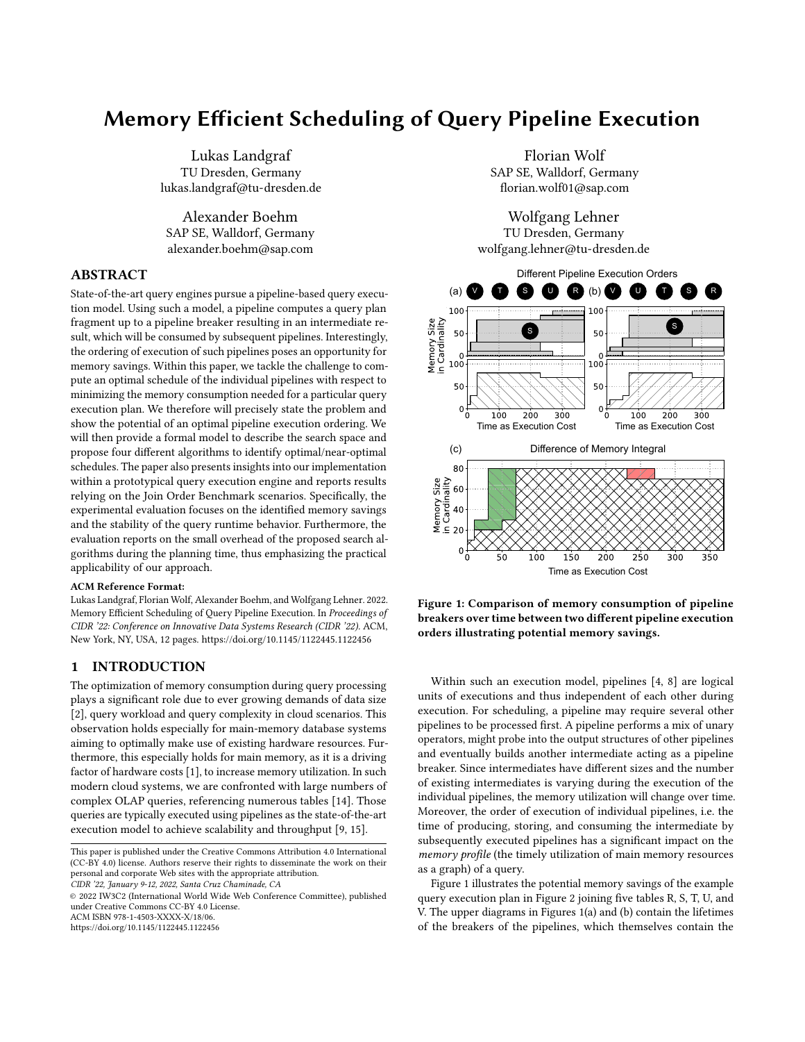# Memory Efficient Scheduling of Query Pipeline Execution

Lukas Landgraf
TU Dresden, Germany
lukas.landgraf@tu-dresden.de

Florian Wolf
SAP SE, Walldorf, Germany
florian.wolf01@sap.com

Alexander Boehm
SAP SE, Walldorf, Germany
alexander.boehm@sap.com

Wolfgang Lehner
TU Dresden, Germany
wolfgang.lehner@tu-dresden.de

## ABSTRACT

State-of-the-art query engines pursue a pipeline-based query execution model. Using such a model, a pipeline computes a query plan fragment up to a pipeline breaker resulting in an intermediate result, which will be consumed by subsequent pipelines. Interestingly, the ordering of execution of such pipelines poses an opportunity for memory savings. Within this paper, we tackle the challenge to compute an optimal schedule of the individual pipelines with respect to minimizing the memory consumption needed for a particular query execution plan. We therefore will precisely state the problem and show the potential of an optimal pipeline execution ordering. We will then provide a formal model to describe the search space and propose four different algorithms to identify optimal/near-optimal schedules. The paper also presents insights into our implementation within a prototypical query execution engine and reports results relying on the Join Order Benchmark scenarios. Specifically, the experimental evaluation focuses on the identified memory savings and the stability of the query runtime behavior. Furthermore, the evaluation reports on the small overhead of the proposed search algorithms during the planning time, thus emphasizing the practical applicability of our approach.

**ACM Reference Format:**
Lukas Landgraf, Florian Wolf, Alexander Boehm, and Wolfgang Lehner. 2022. Memory Efficient Scheduling of Query Pipeline Execution. In *Proceedings of CIDR '22: Conference on Innovative Data Systems Research (CIDR '22)*. ACM, New York, NY, USA, 12 pages. https://doi.org/10.1145/1122445.1122456

## 1 INTRODUCTION

The optimization of memory consumption during query processing plays a significant role due to ever growing demands of data size [2], query workload and query complexity in cloud scenarios. This observation holds especially for main-memory database systems aiming to optimally make use of existing hardware resources. Furthermore, this especially holds for main memory, as it is a driving factor of hardware costs [1], to increase memory utilization. In such modern cloud systems, we are confronted with large numbers of complex OLAP queries, referencing numerous tables [14]. Those queries are typically executed using pipelines as the state-of-the-art execution model to achieve scalability and throughput [9, 15].

This paper is published under the Creative Commons Attribution 4.0 International (CC-BY 4.0) license. Authors reserve their rights to disseminate the work on their personal and corporate Web sites with the appropriate attribution.
*CIDR '22, January 9-12, 2022, Santa Cruz Chaminade, CA*
© 2022 IW3C2 (International World Wide Web Conference Committee), published under Creative Commons CC-BY 4.0 License.
ACM ISBN 978-1-4503-XXXX-X/18/06.
https://doi.org/10.1145/1122445.1122456

**Figure 1: Comparison of memory consumption of pipeline breakers over time between two different pipeline execution orders illustrating potential memory savings.**

Within such an execution model, pipelines [4, 8] are logical units of executions and thus independent of each other during execution. For scheduling, a pipeline may require several other pipelines to be processed first. A pipeline performs a mix of unary operators, might probe into the output structures of other pipelines and eventually builds another intermediate acting as a pipeline breaker. Since intermediates have different sizes and the number of existing intermediates is varying during the execution of the individual pipelines, the memory utilization will change over time. Moreover, the order of execution of individual pipelines, i.e. the time of producing, storing, and consuming the intermediate by subsequently executed pipelines has a significant impact on the *memory profile* (the timely utilization of main memory resources as a graph) of a query.

Figure 1 illustrates the potential memory savings of the example query execution plan in Figure 2 joining five tables R, S, T, U, and V. The upper diagrams in Figures 1(a) and (b) contain the lifetimes of the breakers of the pipelines, which themselves contain the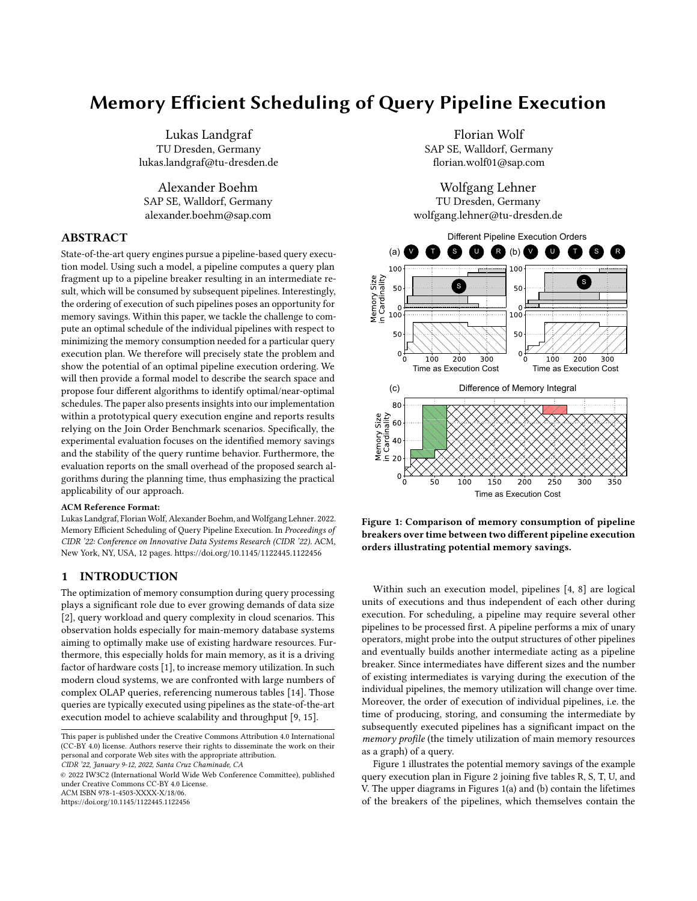# Memory Efficient Scheduling of Query Pipeline Execution

Lukas Landgraf
TU Dresden, Germany
lukas.landgraf@tu-dresden.de

Florian Wolf
SAP SE, Walldorf, Germany
florian.wolf01@sap.com

Alexander Boehm
SAP SE, Walldorf, Germany
alexander.boehm@sap.com

Wolfgang Lehner
TU Dresden, Germany
wolfgang.lehner@tu-dresden.de

## ABSTRACT

State-of-the-art query engines pursue a pipeline-based query execution model. Using such a model, a pipeline computes a query plan fragment up to a pipeline breaker resulting in an intermediate result, which will be consumed by subsequent pipelines. Interestingly, the ordering of execution of such pipelines poses an opportunity for memory savings. Within this paper, we tackle the challenge to compute an optimal schedule of the individual pipelines with respect to minimizing the memory consumption needed for a particular query execution plan. We therefore will precisely state the problem and show the potential of an optimal pipeline execution ordering. We will then provide a formal model to describe the search space and propose four different algorithms to identify optimal/near-optimal schedules. The paper also presents insights into our implementation within a prototypical query execution engine and reports results relying on the Join Order Benchmark scenarios. Specifically, the experimental evaluation focuses on the identified memory savings and the stability of the query runtime behavior. Furthermore, the evaluation reports on the small overhead of the proposed search algorithms during the planning time, thus emphasizing the practical applicability of our approach.

**ACM Reference Format:**
Lukas Landgraf, Florian Wolf, Alexander Boehm, and Wolfgang Lehner. 2022. Memory Efficient Scheduling of Query Pipeline Execution. In *Proceedings of CIDR '22: Conference on Innovative Data Systems Research (CIDR '22)*. ACM, New York, NY, USA, 12 pages. https://doi.org/10.1145/1122445.1122456

## 1 INTRODUCTION

The optimization of memory consumption during query processing plays a significant role due to ever growing demands of data size [2], query workload and query complexity in cloud scenarios. This observation holds especially for main-memory database systems aiming to optimally make use of existing hardware resources. Furthermore, this especially holds for main memory, as it is a driving factor of hardware costs [1], to increase memory utilization. In such modern cloud systems, we are confronted with large numbers of complex OLAP queries, referencing numerous tables [14]. Those queries are typically executed using pipelines as the state-of-the-art execution model to achieve scalability and throughput [9, 15].

This paper is published under the Creative Commons Attribution 4.0 International (CC-BY 4.0) license. Authors reserve their rights to disseminate the work on their personal and corporate Web sites with the appropriate attribution.
*CIDR '22, January 9-12, 2022, Santa Cruz Chaminade, CA*
© 2022 IW3C2 (International World Wide Web Conference Committee), published under Creative Commons CC-BY 4.0 License.
ACM ISBN 978-1-4503-XXXX-X/18/06.
https://doi.org/10.1145/1122445.1122456

**Figure 1: Comparison of memory consumption of pipeline breakers over time between two different pipeline execution orders illustrating potential memory savings.**

Within such an execution model, pipelines [4, 8] are logical units of executions and thus independent of each other during execution. For scheduling, a pipeline may require several other pipelines to be processed first. A pipeline performs a mix of unary operators, might probe into the output structures of other pipelines and eventually builds another intermediate acting as a pipeline breaker. Since intermediates have different sizes and the number of existing intermediates is varying during the execution of the individual pipelines, the memory utilization will change over time. Moreover, the order of execution of individual pipelines, i.e. the time of producing, storing, and consuming the intermediate by subsequently executed pipelines has a significant impact on the *memory profile* (the timely utilization of main memory resources as a graph) of a query.

Figure 1 illustrates the potential memory savings of the example query execution plan in Figure 2 joining five tables R, S, T, U, and V. The upper diagrams in Figures 1(a) and (b) contain the lifetimes of the breakers of the pipelines, which themselves contain the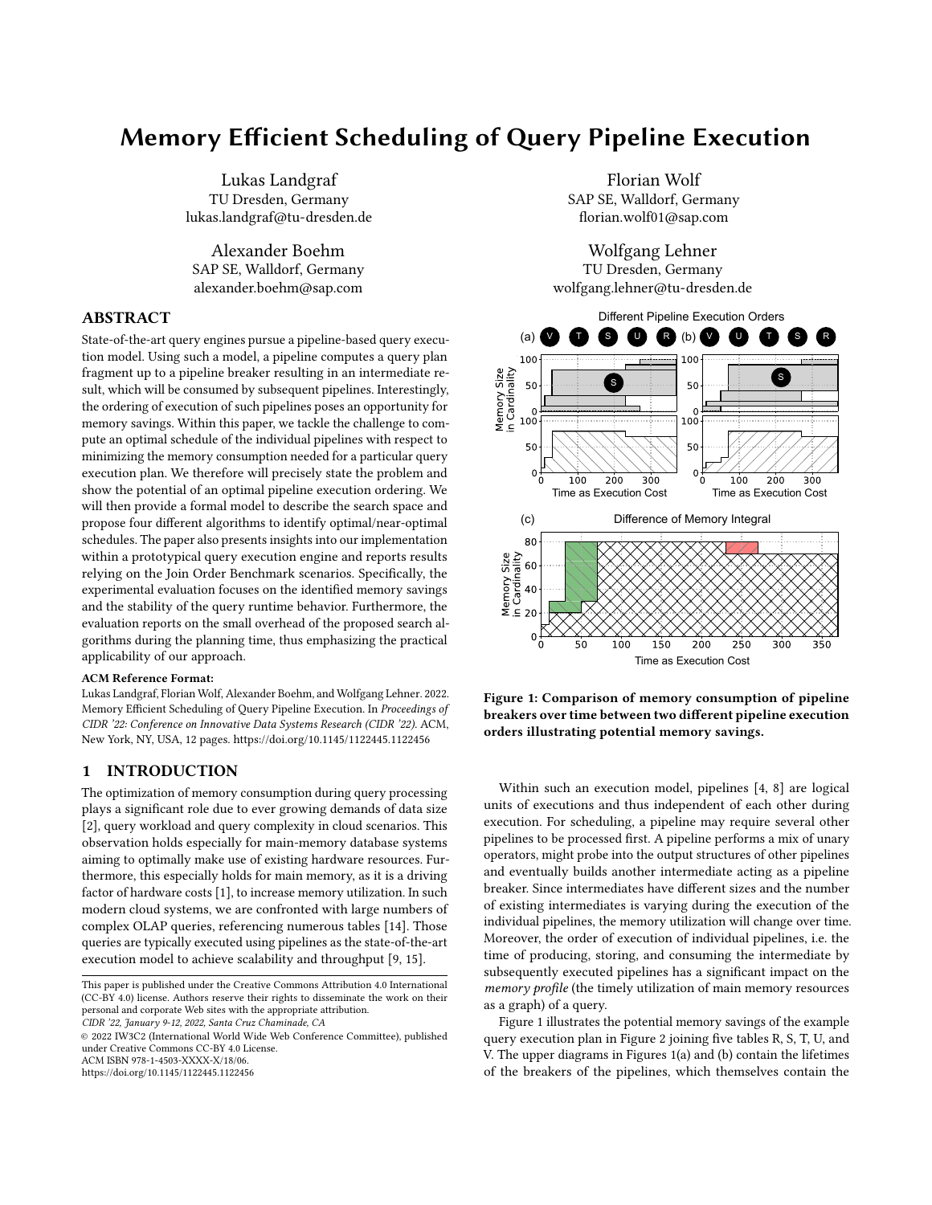# Memory Efficient Scheduling of Query Pipeline Execution

Lukas Landgraf
TU Dresden, Germany
lukas.landgraf@tu-dresden.de

Florian Wolf
SAP SE, Walldorf, Germany
florian.wolf01@sap.com

Alexander Boehm
SAP SE, Walldorf, Germany
alexander.boehm@sap.com

Wolfgang Lehner
TU Dresden, Germany
wolfgang.lehner@tu-dresden.de

## ABSTRACT

State-of-the-art query engines pursue a pipeline-based query execution model. Using such a model, a pipeline computes a query plan fragment up to a pipeline breaker resulting in an intermediate result, which will be consumed by subsequent pipelines. Interestingly, the ordering of execution of such pipelines poses an opportunity for memory savings. Within this paper, we tackle the challenge to compute an optimal schedule of the individual pipelines with respect to minimizing the memory consumption needed for a particular query execution plan. We therefore will precisely state the problem and show the potential of an optimal pipeline execution ordering. We will then provide a formal model to describe the search space and propose four different algorithms to identify optimal/near-optimal schedules. The paper also presents insights into our implementation within a prototypical query execution engine and reports results relying on the Join Order Benchmark scenarios. Specifically, the experimental evaluation focuses on the identified memory savings and the stability of the query runtime behavior. Furthermore, the evaluation reports on the small overhead of the proposed search algorithms during the planning time, thus emphasizing the practical applicability of our approach.

**ACM Reference Format:**
Lukas Landgraf, Florian Wolf, Alexander Boehm, and Wolfgang Lehner. 2022. Memory Efficient Scheduling of Query Pipeline Execution. In *Proceedings of CIDR '22: Conference on Innovative Data Systems Research (CIDR '22).* ACM, New York, NY, USA, 12 pages. https://doi.org/10.1145/1122445.1122456

## 1 INTRODUCTION

The optimization of memory consumption during query processing plays a significant role due to ever growing demands of data size [2], query workload and query complexity in cloud scenarios. This observation holds especially for main-memory database systems aiming to optimally make use of existing hardware resources. Furthermore, this especially holds for main memory, as it is a driving factor of hardware costs [1], to increase memory utilization. In such modern cloud systems, we are confronted with large numbers of complex OLAP queries, referencing numerous tables [14]. Those queries are typically executed using pipelines as the state-of-the-art execution model to achieve scalability and throughput [9, 15].

This paper is published under the Creative Commons Attribution 4.0 International (CC-BY 4.0) license. Authors reserve their rights to disseminate the work on their personal and corporate Web sites with the appropriate attribution.
*CIDR '22, January 9-12, 2022, Santa Cruz Chaminade, CA*
© 2022 IW3C2 (International World Wide Web Conference Committee), published under Creative Commons CC-BY 4.0 License.
ACM ISBN 978-1-4503-XXXX-X/18/06.
https://doi.org/10.1145/1122445.1122456

**Figure 1: Comparison of memory consumption of pipeline breakers over time between two different pipeline execution orders illustrating potential memory savings.**

Within such an execution model, pipelines [4, 8] are logical units of executions and thus independent of each other during execution. For scheduling, a pipeline may require several other pipelines to be processed first. A pipeline performs a mix of unary operators, might probe into the output structures of other pipelines and eventually builds another intermediate acting as a pipeline breaker. Since intermediates have different sizes and the number of existing intermediates is varying during the execution of the individual pipelines, the memory utilization will change over time. Moreover, the order of execution of individual pipelines, i.e. the time of producing, storing, and consuming the intermediate by subsequently executed pipelines has a significant impact on the *memory profile* (the timely utilization of main memory resources as a graph) of a query.

Figure 1 illustrates the potential memory savings of the example query execution plan in Figure 2 joining five tables R, S, T, U, and V. The upper diagrams in Figures 1(a) and (b) contain the lifetimes of the breakers of the pipelines, which themselves contain the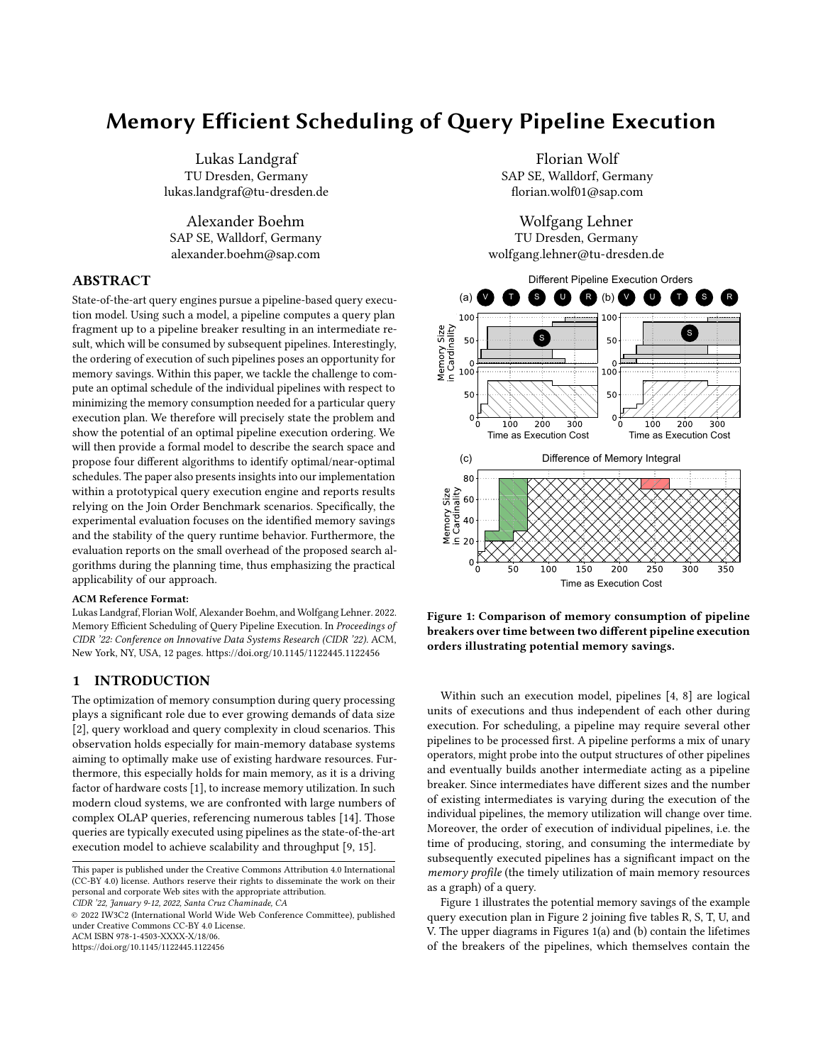# Memory Efficient Scheduling of Query Pipeline Execution

Lukas Landgraf
TU Dresden, Germany
lukas.landgraf@tu-dresden.de

Florian Wolf
SAP SE, Walldorf, Germany
florian.wolf01@sap.com

Alexander Boehm
SAP SE, Walldorf, Germany
alexander.boehm@sap.com

Wolfgang Lehner
TU Dresden, Germany
wolfgang.lehner@tu-dresden.de

## ABSTRACT

State-of-the-art query engines pursue a pipeline-based query execution model. Using such a model, a pipeline computes a query plan fragment up to a pipeline breaker resulting in an intermediate result, which will be consumed by subsequent pipelines. Interestingly, the ordering of execution of such pipelines poses an opportunity for memory savings. Within this paper, we tackle the challenge to compute an optimal schedule of the individual pipelines with respect to minimizing the memory consumption needed for a particular query execution plan. We therefore will precisely state the problem and show the potential of an optimal pipeline execution ordering. We will then provide a formal model to describe the search space and propose four different algorithms to identify optimal/near-optimal schedules. The paper also presents insights into our implementation within a prototypical query execution engine and reports results relying on the Join Order Benchmark scenarios. Specifically, the experimental evaluation focuses on the identified memory savings and the stability of the query runtime behavior. Furthermore, the evaluation reports on the small overhead of the proposed search algorithms during the planning time, thus emphasizing the practical applicability of our approach.

**ACM Reference Format:**
Lukas Landgraf, Florian Wolf, Alexander Boehm, and Wolfgang Lehner. 2022. Memory Efficient Scheduling of Query Pipeline Execution. In *Proceedings of CIDR '22: Conference on Innovative Data Systems Research (CIDR '22)*. ACM, New York, NY, USA, 12 pages. https://doi.org/10.1145/1122445.1122456

## 1 INTRODUCTION

The optimization of memory consumption during query processing plays a significant role due to ever growing demands of data size [2], query workload and query complexity in cloud scenarios. This observation holds especially for main-memory database systems aiming to optimally make use of existing hardware resources. Furthermore, this especially holds for main memory, as it is a driving factor of hardware costs [1], to increase memory utilization. In such modern cloud systems, we are confronted with large numbers of complex OLAP queries, referencing numerous tables [14]. Those queries are typically executed using pipelines as the state-of-the-art execution model to achieve scalability and throughput [9, 15].

This paper is published under the Creative Commons Attribution 4.0 International (CC-BY 4.0) license. Authors reserve their rights to disseminate the work on their personal and corporate Web sites with the appropriate attribution.
*CIDR '22, January 9-12, 2022, Santa Cruz Chaminade, CA*
© 2022 IW3C2 (International World Wide Web Conference Committee), published under Creative Commons CC-BY 4.0 License.
ACM ISBN 978-1-4503-XXXX-X/18/06.
https://doi.org/10.1145/1122445.1122456

**Figure 1: Comparison of memory consumption of pipeline breakers over time between two different pipeline execution orders illustrating potential memory savings.**

Within such an execution model, pipelines [4, 8] are logical units of executions and thus independent of each other during execution. For scheduling, a pipeline may require several other pipelines to be processed first. A pipeline performs a mix of unary operators, might probe into the output structures of other pipelines and eventually builds another intermediate acting as a pipeline breaker. Since intermediates have different sizes and the number of existing intermediates is varying during the execution of the individual pipelines, the memory utilization will change over time. Moreover, the order of execution of individual pipelines, i.e. the time of producing, storing, and consuming the intermediate by subsequently executed pipelines has a significant impact on the *memory profile* (the timely utilization of main memory resources as a graph) of a query.

Figure 1 illustrates the potential memory savings of the example query execution plan in Figure 2 joining five tables R, S, T, U, and V. The upper diagrams in Figures 1(a) and (b) contain the lifetimes of the breakers of the pipelines, which themselves contain the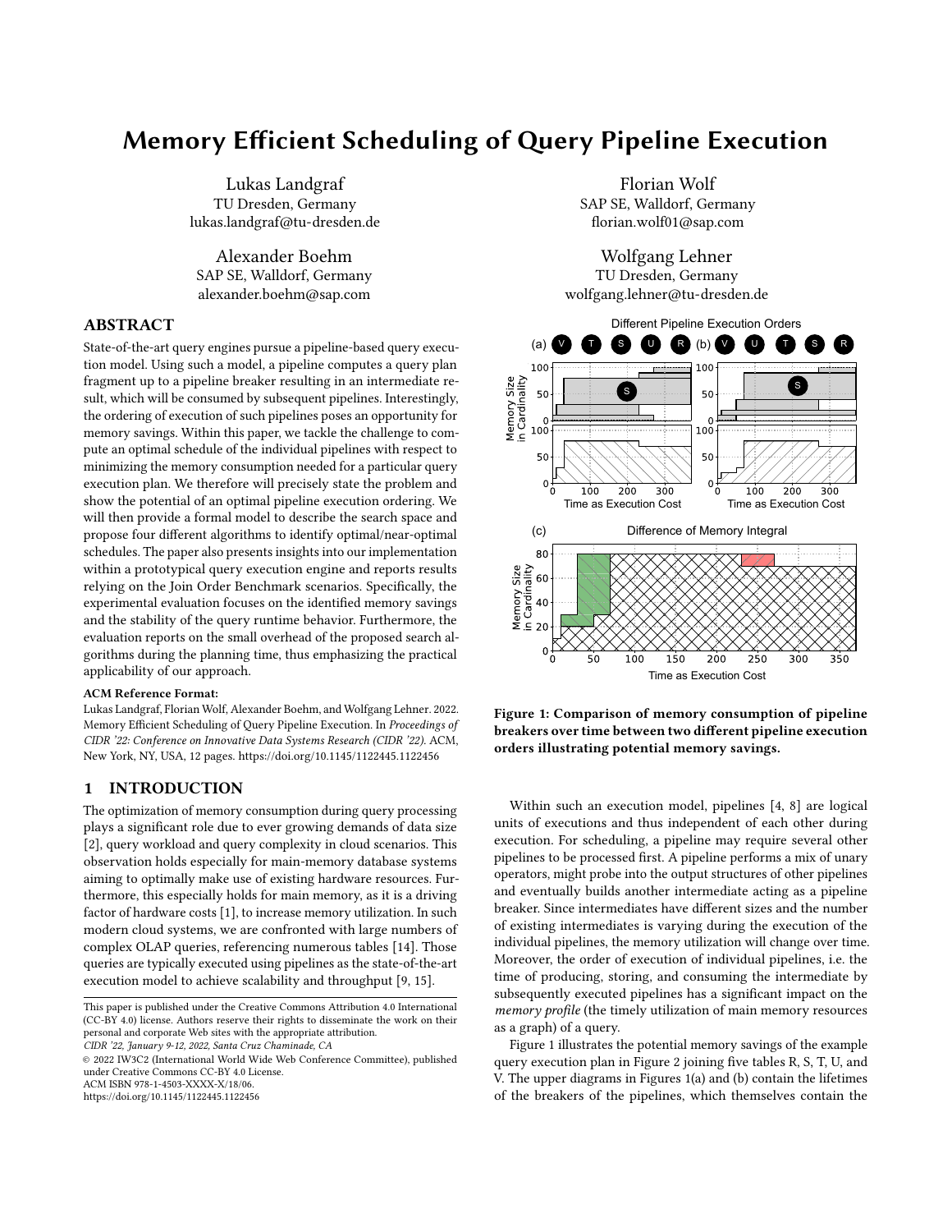# Memory Efficient Scheduling of Query Pipeline Execution

Lukas Landgraf
TU Dresden, Germany
lukas.landgraf@tu-dresden.de

Florian Wolf
SAP SE, Walldorf, Germany
florian.wolf01@sap.com

Alexander Boehm
SAP SE, Walldorf, Germany
alexander.boehm@sap.com

Wolfgang Lehner
TU Dresden, Germany
wolfgang.lehner@tu-dresden.de

## ABSTRACT

State-of-the-art query engines pursue a pipeline-based query execution model. Using such a model, a pipeline computes a query plan fragment up to a pipeline breaker resulting in an intermediate result, which will be consumed by subsequent pipelines. Interestingly, the ordering of execution of such pipelines poses an opportunity for memory savings. Within this paper, we tackle the challenge to compute an optimal schedule of the individual pipelines with respect to minimizing the memory consumption needed for a particular query execution plan. We therefore will precisely state the problem and show the potential of an optimal pipeline execution ordering. We will then provide a formal model to describe the search space and propose four different algorithms to identify optimal/near-optimal schedules. The paper also presents insights into our implementation within a prototypical query execution engine and reports results relying on the Join Order Benchmark scenarios. Specifically, the experimental evaluation focuses on the identified memory savings and the stability of the query runtime behavior. Furthermore, the evaluation reports on the small overhead of the proposed search algorithms during the planning time, thus emphasizing the practical applicability of our approach.

**ACM Reference Format:**
Lukas Landgraf, Florian Wolf, Alexander Boehm, and Wolfgang Lehner. 2022. Memory Efficient Scheduling of Query Pipeline Execution. In *Proceedings of CIDR '22: Conference on Innovative Data Systems Research (CIDR '22).* ACM, New York, NY, USA, 12 pages. https://doi.org/10.1145/1122445.1122456

## 1 INTRODUCTION

The optimization of memory consumption during query processing plays a significant role due to ever growing demands of data size [2], query workload and query complexity in cloud scenarios. This observation holds especially for main-memory database systems aiming to optimally make use of existing hardware resources. Furthermore, this especially holds for main memory, as it is a driving factor of hardware costs [1], to increase memory utilization. In such modern cloud systems, we are confronted with large numbers of complex OLAP queries, referencing numerous tables [14]. Those queries are typically executed using pipelines as the state-of-the-art execution model to achieve scalability and throughput [9, 15].

This paper is published under the Creative Commons Attribution 4.0 International (CC-BY 4.0) license. Authors reserve their rights to disseminate the work on their personal and corporate Web sites with the appropriate attribution.
*CIDR '22, January 9-12, 2022, Santa Cruz Chaminade, CA*
© 2022 IW3C2 (International World Wide Web Conference Committee), published under Creative Commons CC-BY 4.0 License.
ACM ISBN 978-1-4503-XXXX-X/18/06.
https://doi.org/10.1145/1122445.1122456

**Figure 1: Comparison of memory consumption of pipeline breakers over time between two different pipeline execution orders illustrating potential memory savings.**

Within such an execution model, pipelines [4, 8] are logical units of executions and thus independent of each other during execution. For scheduling, a pipeline may require several other pipelines to be processed first. A pipeline performs a mix of unary operators, might probe into the output structures of other pipelines and eventually builds another intermediate acting as a pipeline breaker. Since intermediates have different sizes and the number of existing intermediates is varying during the execution of the individual pipelines, the memory utilization will change over time. Moreover, the order of execution of individual pipelines, i.e. the time of producing, storing, and consuming the intermediate by subsequently executed pipelines has a significant impact on the *memory profile* (the timely utilization of main memory resources as a graph) of a query.

Figure 1 illustrates the potential memory savings of the example query execution plan in Figure 2 joining five tables R, S, T, U, and V. The upper diagrams in Figures 1(a) and (b) contain the lifetimes of the breakers of the pipelines, which themselves contain the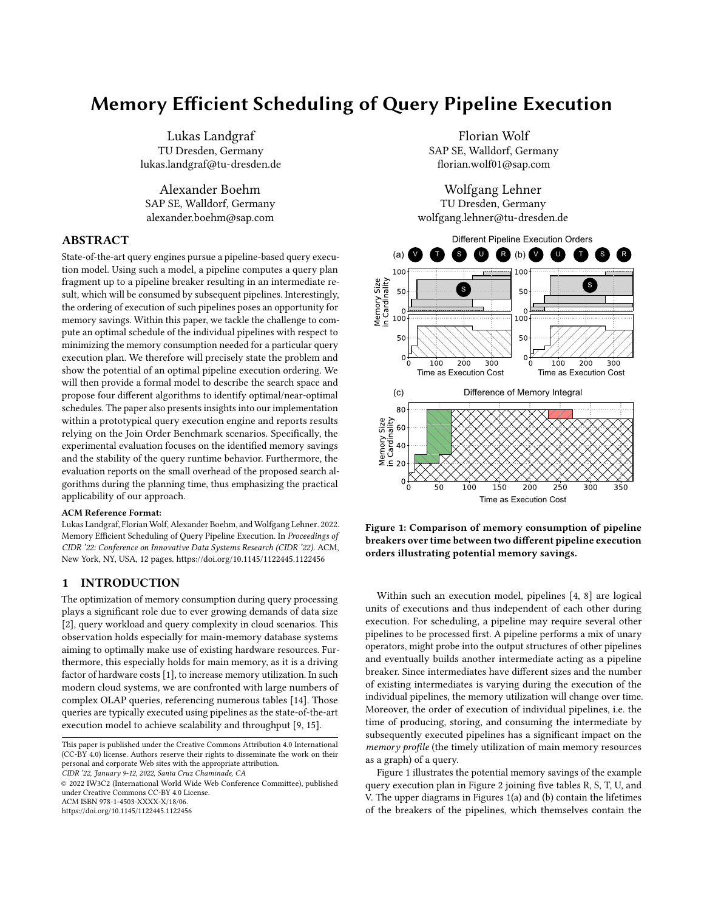# Memory Efficient Scheduling of Query Pipeline Execution

Lukas Landgraf
TU Dresden, Germany
lukas.landgraf@tu-dresden.de

Florian Wolf
SAP SE, Walldorf, Germany
florian.wolf01@sap.com

Alexander Boehm
SAP SE, Walldorf, Germany
alexander.boehm@sap.com

Wolfgang Lehner
TU Dresden, Germany
wolfgang.lehner@tu-dresden.de

## ABSTRACT

State-of-the-art query engines pursue a pipeline-based query execution model. Using such a model, a pipeline computes a query plan fragment up to a pipeline breaker resulting in an intermediate result, which will be consumed by subsequent pipelines. Interestingly, the ordering of execution of such pipelines poses an opportunity for memory savings. Within this paper, we tackle the challenge to compute an optimal schedule of the individual pipelines with respect to minimizing the memory consumption needed for a particular query execution plan. We therefore will precisely state the problem and show the potential of an optimal pipeline execution ordering. We will then provide a formal model to describe the search space and propose four different algorithms to identify optimal/near-optimal schedules. The paper also presents insights into our implementation within a prototypical query execution engine and reports results relying on the Join Order Benchmark scenarios. Specifically, the experimental evaluation focuses on the identified memory savings and the stability of the query runtime behavior. Furthermore, the evaluation reports on the small overhead of the proposed search algorithms during the planning time, thus emphasizing the practical applicability of our approach.

**ACM Reference Format:**
Lukas Landgraf, Florian Wolf, Alexander Boehm, and Wolfgang Lehner. 2022. Memory Efficient Scheduling of Query Pipeline Execution. In *Proceedings of CIDR '22: Conference on Innovative Data Systems Research (CIDR '22).* ACM, New York, NY, USA, 12 pages. https://doi.org/10.1145/1122445.1122456

## 1 INTRODUCTION

The optimization of memory consumption during query processing plays a significant role due to ever growing demands of data size [2], query workload and query complexity in cloud scenarios. This observation holds especially for main-memory database systems aiming to optimally make use of existing hardware resources. Furthermore, this especially holds for main memory, as it is a driving factor of hardware costs [1], to increase memory utilization. In such modern cloud systems, we are confronted with large numbers of complex OLAP queries, referencing numerous tables [14]. Those queries are typically executed using pipelines as the state-of-the-art execution model to achieve scalability and throughput [9, 15].

This paper is published under the Creative Commons Attribution 4.0 International (CC-BY 4.0) license. Authors reserve their rights to disseminate the work on their personal and corporate Web sites with the appropriate attribution.
*CIDR '22, January 9-12, 2022, Santa Cruz Chaminade, CA*
© 2022 IW3C2 (International World Wide Web Conference Committee), published under Creative Commons CC-BY 4.0 License.
ACM ISBN 978-1-4503-XXXX-X/18/06.
https://doi.org/10.1145/1122445.1122456

Different Pipeline Execution Orders
(a) V T S U R (b) V U T S R
Memory Size in Cardinality
Time as Execution Cost
(c) Difference of Memory Integral
Memory Size in Cardinality
Time as Execution Cost

**Figure 1: Comparison of memory consumption of pipeline breakers over time between two different pipeline execution orders illustrating potential memory savings.**

Within such an execution model, pipelines [4, 8] are logical units of executions and thus independent of each other during execution. For scheduling, a pipeline may require several other pipelines to be processed first. A pipeline performs a mix of unary operators, might probe into the output structures of other pipelines and eventually builds another intermediate acting as a pipeline breaker. Since intermediates have different sizes and the number of existing intermediates is varying during the execution of the individual pipelines, the memory utilization will change over time. Moreover, the order of execution of individual pipelines, i.e. the time of producing, storing, and consuming the intermediate by subsequently executed pipelines has a significant impact on the *memory profile* (the timely utilization of main memory resources as a graph) of a query.

Figure 1 illustrates the potential memory savings of the example query execution plan in Figure 2 joining five tables R, S, T, U, and V. The upper diagrams in Figures 1(a) and (b) contain the lifetimes of the breakers of the pipelines, which themselves contain the